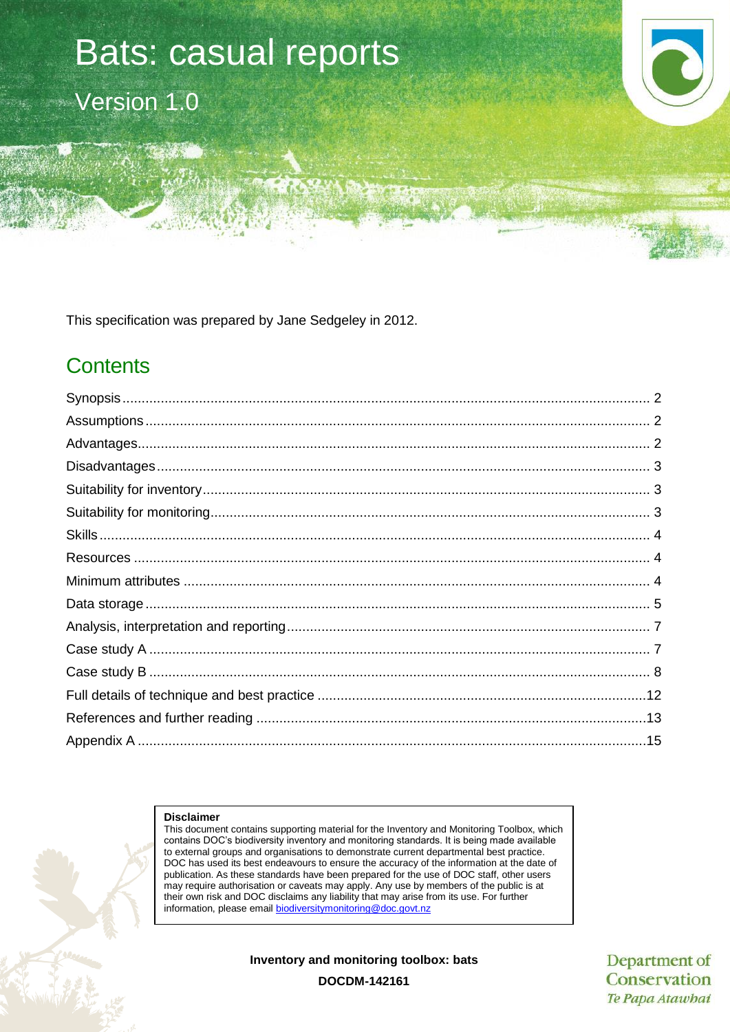# Bats: casual reports

## Version 1.0

This specification was prepared by Jane Sedgeley in 2012.

## Contents

Synopsis .......... 2
Assumptions .......... 2
Advantages .......... 2
Disadvantages .......... 3
Suitability for inventory .......... 3
Suitability for monitoring .......... 3
Skills .......... 4
Resources .......... 4
Minimum attributes .......... 4
Data storage .......... 5
Analysis, interpretation and reporting .......... 7
Case study A .......... 7
Case study B .......... 8
Full details of technique and best practice .......... 12
References and further reading .......... 13
Appendix A .......... 15

**Disclaimer**
This document contains supporting material for the Inventory and Monitoring Toolbox, which contains DOC's biodiversity inventory and monitoring standards. It is being made available to external groups and organisations to demonstrate current departmental best practice. DOC has used its best endeavours to ensure the accuracy of the information at the date of publication. As these standards have been prepared for the use of DOC staff, other users may require authorisation or caveats may apply. Any use by members of the public is at their own risk and DOC disclaims any liability that may arise from its use. For further information, please email biodiversitymonitoring@doc.govt.nz

**Inventory and monitoring toolbox: bats**

**DOCDM-142161**

Department of Conservation
*Te Papa Atawhai*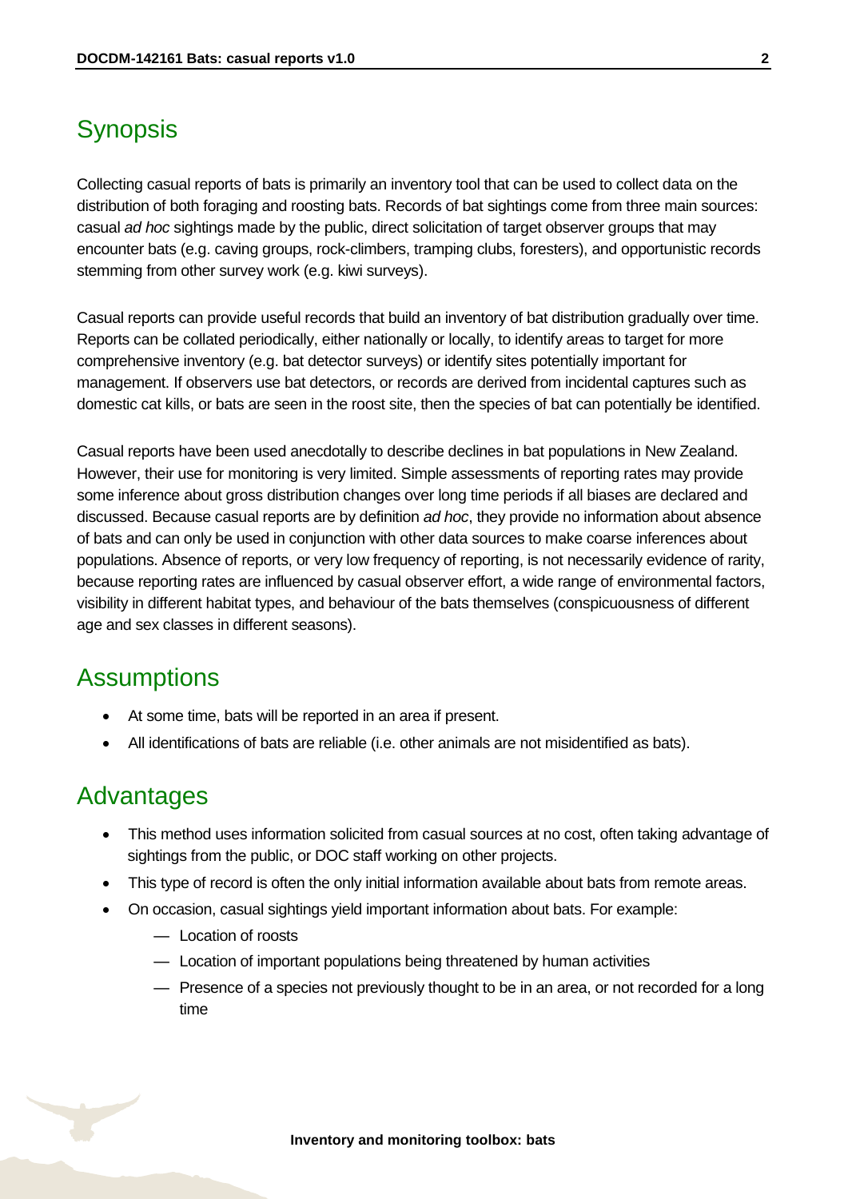## Synopsis

Collecting casual reports of bats is primarily an inventory tool that can be used to collect data on the distribution of both foraging and roosting bats. Records of bat sightings come from three main sources: casual *ad hoc* sightings made by the public, direct solicitation of target observer groups that may encounter bats (e.g. caving groups, rock-climbers, tramping clubs, foresters), and opportunistic records stemming from other survey work (e.g. kiwi surveys).

Casual reports can provide useful records that build an inventory of bat distribution gradually over time. Reports can be collated periodically, either nationally or locally, to identify areas to target for more comprehensive inventory (e.g. bat detector surveys) or identify sites potentially important for management. If observers use bat detectors, or records are derived from incidental captures such as domestic cat kills, or bats are seen in the roost site, then the species of bat can potentially be identified.

Casual reports have been used anecdotally to describe declines in bat populations in New Zealand. However, their use for monitoring is very limited. Simple assessments of reporting rates may provide some inference about gross distribution changes over long time periods if all biases are declared and discussed. Because casual reports are by definition *ad hoc*, they provide no information about absence of bats and can only be used in conjunction with other data sources to make coarse inferences about populations. Absence of reports, or very low frequency of reporting, is not necessarily evidence of rarity, because reporting rates are influenced by casual observer effort, a wide range of environmental factors, visibility in different habitat types, and behaviour of the bats themselves (conspicuousness of different age and sex classes in different seasons).

## Assumptions

- At some time, bats will be reported in an area if present.
- All identifications of bats are reliable (i.e. other animals are not misidentified as bats).

## Advantages

- This method uses information solicited from casual sources at no cost, often taking advantage of sightings from the public, or DOC staff working on other projects.
- This type of record is often the only initial information available about bats from remote areas.
- On occasion, casual sightings yield important information about bats. For example:
  - Location of roosts
  - Location of important populations being threatened by human activities
  - Presence of a species not previously thought to be in an area, or not recorded for a long time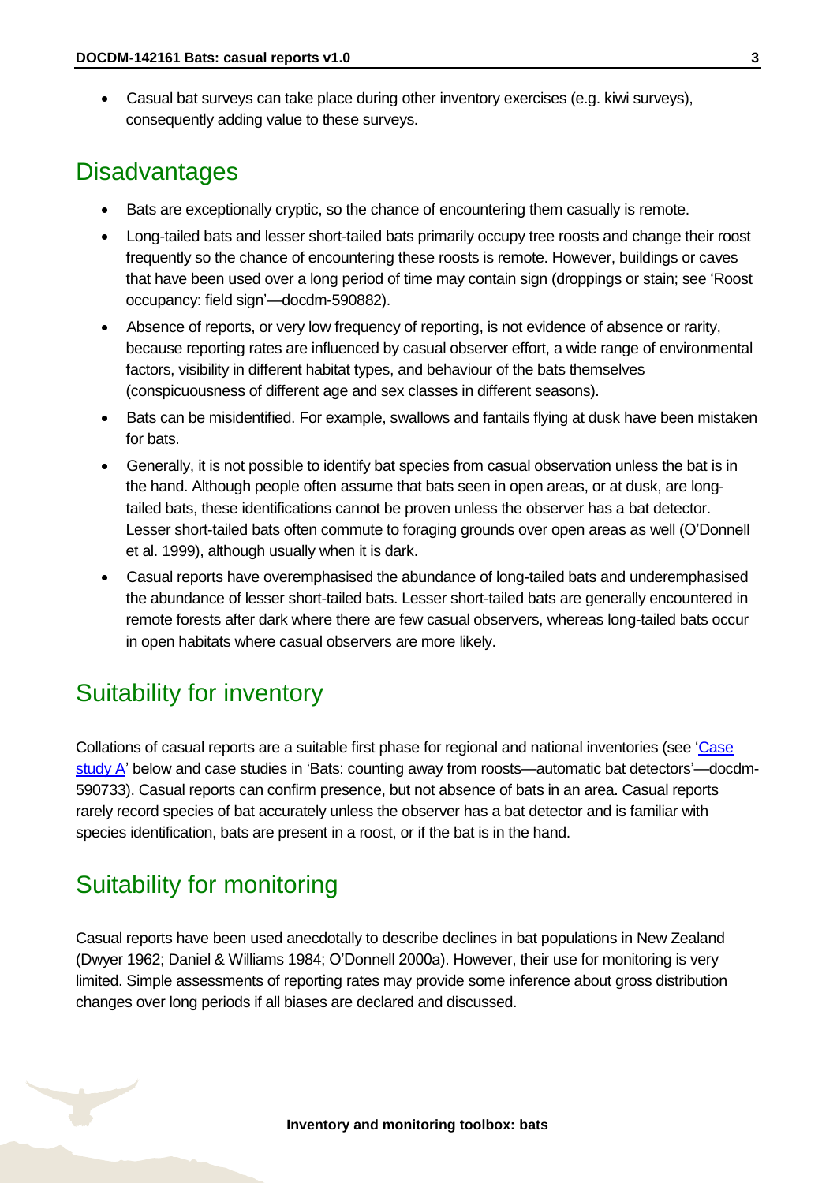- Casual bat surveys can take place during other inventory exercises (e.g. kiwi surveys), consequently adding value to these surveys.

## Disadvantages

- Bats are exceptionally cryptic, so the chance of encountering them casually is remote.
- Long-tailed bats and lesser short-tailed bats primarily occupy tree roosts and change their roost frequently so the chance of encountering these roosts is remote. However, buildings or caves that have been used over a long period of time may contain sign (droppings or stain; see 'Roost occupancy: field sign'—docdm-590882).
- Absence of reports, or very low frequency of reporting, is not evidence of absence or rarity, because reporting rates are influenced by casual observer effort, a wide range of environmental factors, visibility in different habitat types, and behaviour of the bats themselves (conspicuousness of different age and sex classes in different seasons).
- Bats can be misidentified. For example, swallows and fantails flying at dusk have been mistaken for bats.
- Generally, it is not possible to identify bat species from casual observation unless the bat is in the hand. Although people often assume that bats seen in open areas, or at dusk, are long-tailed bats, these identifications cannot be proven unless the observer has a bat detector. Lesser short-tailed bats often commute to foraging grounds over open areas as well (O'Donnell et al. 1999), although usually when it is dark.
- Casual reports have overemphasised the abundance of long-tailed bats and underemphasised the abundance of lesser short-tailed bats. Lesser short-tailed bats are generally encountered in remote forests after dark where there are few casual observers, whereas long-tailed bats occur in open habitats where casual observers are more likely.

## Suitability for inventory

Collations of casual reports are a suitable first phase for regional and national inventories (see 'Case study A' below and case studies in 'Bats: counting away from roosts—automatic bat detectors'—docdm-590733). Casual reports can confirm presence, but not absence of bats in an area. Casual reports rarely record species of bat accurately unless the observer has a bat detector and is familiar with species identification, bats are present in a roost, or if the bat is in the hand.

## Suitability for monitoring

Casual reports have been used anecdotally to describe declines in bat populations in New Zealand (Dwyer 1962; Daniel & Williams 1984; O'Donnell 2000a). However, their use for monitoring is very limited. Simple assessments of reporting rates may provide some inference about gross distribution changes over long periods if all biases are declared and discussed.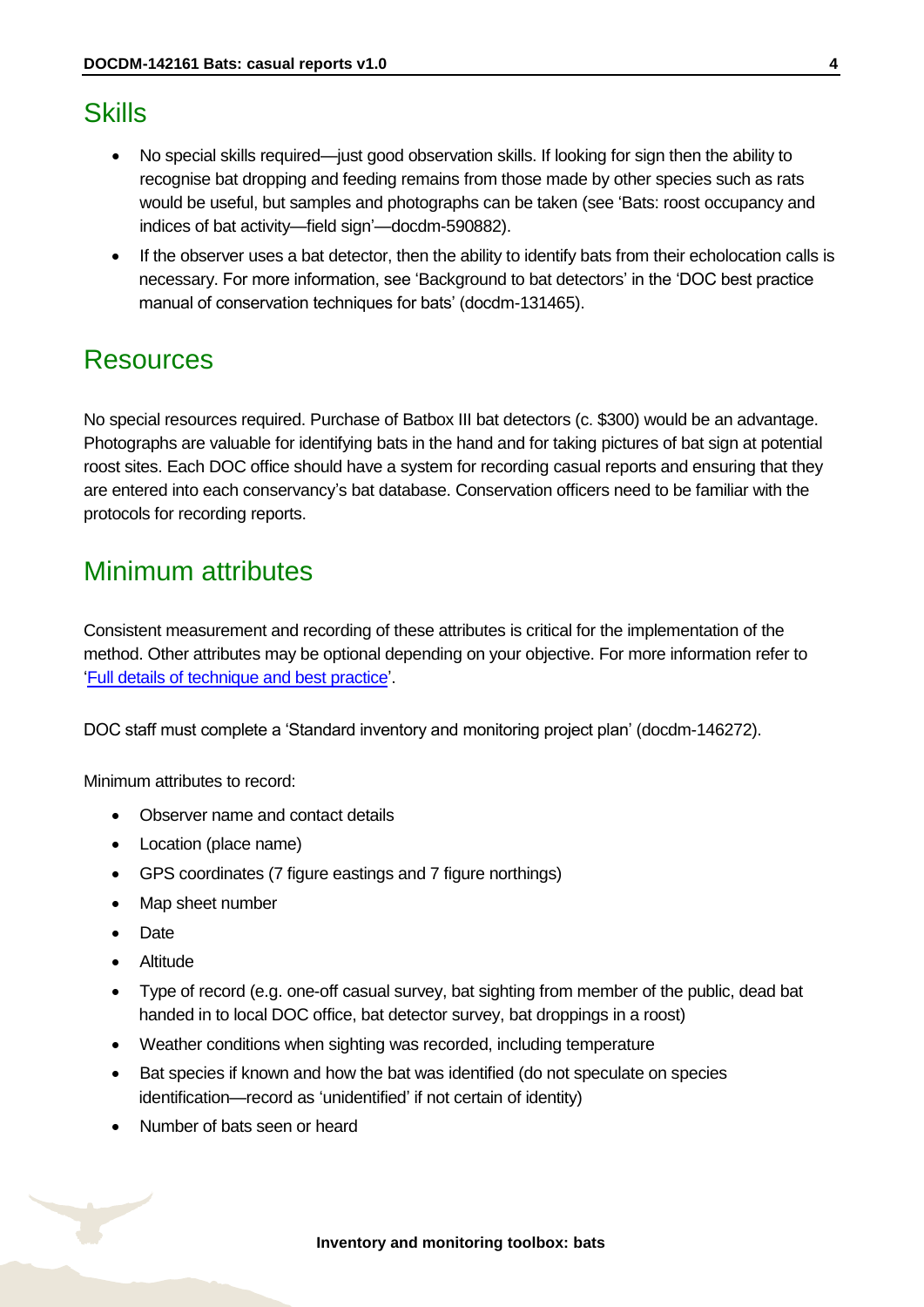## Skills

- No special skills required—just good observation skills. If looking for sign then the ability to recognise bat dropping and feeding remains from those made by other species such as rats would be useful, but samples and photographs can be taken (see 'Bats: roost occupancy and indices of bat activity—field sign'—docdm-590882).
- If the observer uses a bat detector, then the ability to identify bats from their echolocation calls is necessary. For more information, see 'Background to bat detectors' in the 'DOC best practice manual of conservation techniques for bats' (docdm-131465).

## Resources

No special resources required. Purchase of Batbox III bat detectors (c. $300) would be an advantage. Photographs are valuable for identifying bats in the hand and for taking pictures of bat sign at potential roost sites. Each DOC office should have a system for recording casual reports and ensuring that they are entered into each conservancy's bat database. Conservation officers need to be familiar with the protocols for recording reports.

## Minimum attributes

Consistent measurement and recording of these attributes is critical for the implementation of the method. Other attributes may be optional depending on your objective. For more information refer to 'Full details of technique and best practice'.

DOC staff must complete a 'Standard inventory and monitoring project plan' (docdm-146272).

Minimum attributes to record:

- Observer name and contact details
- Location (place name)
- GPS coordinates (7 figure eastings and 7 figure northings)
- Map sheet number
- Date
- Altitude
- Type of record (e.g. one-off casual survey, bat sighting from member of the public, dead bat handed in to local DOC office, bat detector survey, bat droppings in a roost)
- Weather conditions when sighting was recorded, including temperature
- Bat species if known and how the bat was identified (do not speculate on species identification—record as 'unidentified' if not certain of identity)
- Number of bats seen or heard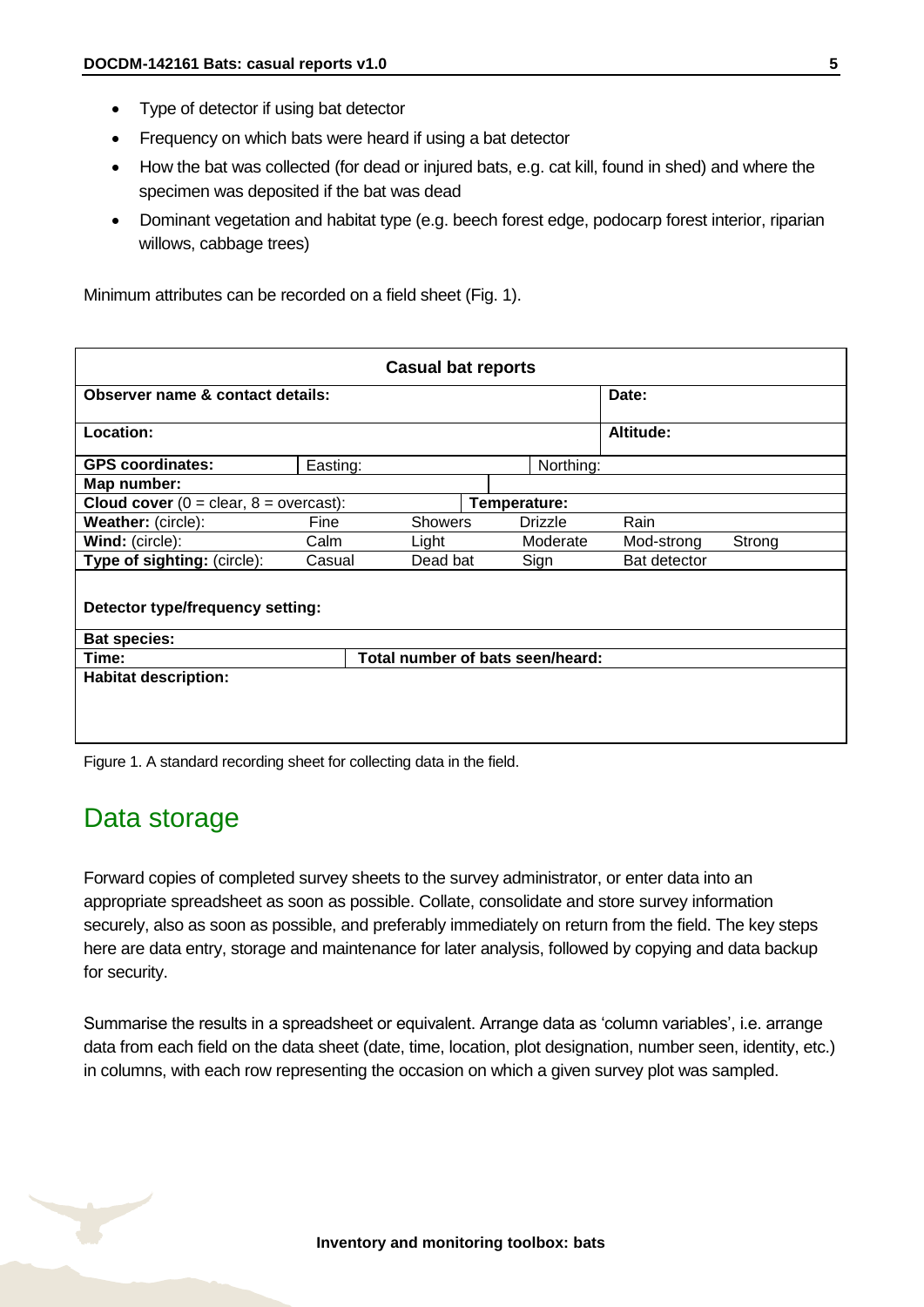- Type of detector if using bat detector
- Frequency on which bats were heard if using a bat detector
- How the bat was collected (for dead or injured bats, e.g. cat kill, found in shed) and where the specimen was deposited if the bat was dead
- Dominant vegetation and habitat type (e.g. beech forest edge, podocarp forest interior, riparian willows, cabbage trees)

Minimum attributes can be recorded on a field sheet (Fig. 1).

| **Casual bat reports** | | | | | |
|---|---|---|---|---|---|
| **Observer name & contact details:** | | | | **Date:** | |
| **Location:** | | | | **Altitude:** | |
| **GPS coordinates:** | Easting: | | Northing: | | |
| **Map number:** | | | | | |
| **Cloud cover** (0 = clear, 8 = overcast): | | | **Temperature:** | | |
| **Weather:** (circle): | Fine | Showers | Drizzle | Rain | |
| **Wind:** (circle): | Calm | Light | Moderate | Mod-strong | Strong |
| **Type of sighting:** (circle): | Casual | Dead bat | Sign | Bat detector | |
| **Detector type/frequency setting:** | | | | | |
| **Bat species:** | | | | | |
| **Time:** | **Total number of bats seen/heard:** | | | | |
| **Habitat description:** | | | | | |

Figure 1. A standard recording sheet for collecting data in the field.

## Data storage

Forward copies of completed survey sheets to the survey administrator, or enter data into an appropriate spreadsheet as soon as possible. Collate, consolidate and store survey information securely, also as soon as possible, and preferably immediately on return from the field. The key steps here are data entry, storage and maintenance for later analysis, followed by copying and data backup for security.

Summarise the results in a spreadsheet or equivalent. Arrange data as 'column variables', i.e. arrange data from each field on the data sheet (date, time, location, plot designation, number seen, identity, etc.) in columns, with each row representing the occasion on which a given survey plot was sampled.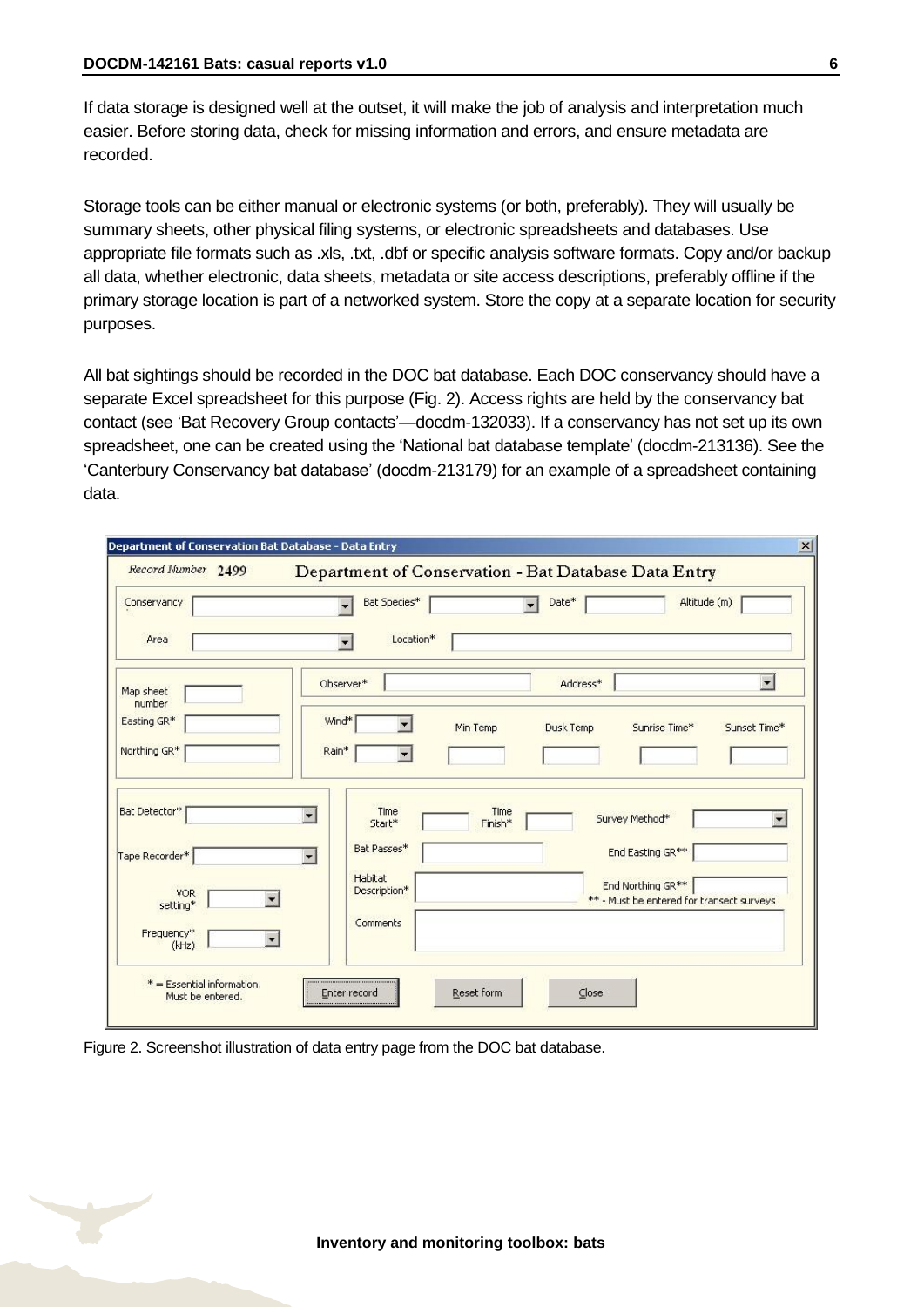If data storage is designed well at the outset, it will make the job of analysis and interpretation much easier. Before storing data, check for missing information and errors, and ensure metadata are recorded.

Storage tools can be either manual or electronic systems (or both, preferably). They will usually be summary sheets, other physical filing systems, or electronic spreadsheets and databases. Use appropriate file formats such as .xls, .txt, .dbf or specific analysis software formats. Copy and/or backup all data, whether electronic, data sheets, metadata or site access descriptions, preferably offline if the primary storage location is part of a networked system. Store the copy at a separate location for security purposes.

All bat sightings should be recorded in the DOC bat database. Each DOC conservancy should have a separate Excel spreadsheet for this purpose (Fig. 2). Access rights are held by the conservancy bat contact (see 'Bat Recovery Group contacts'—docdm-132033). If a conservancy has not set up its own spreadsheet, one can be created using the 'National bat database template' (docdm-213136). See the 'Canterbury Conservancy bat database' (docdm-213179) for an example of a spreadsheet containing data.

Figure 2. Screenshot illustration of data entry page from the DOC bat database.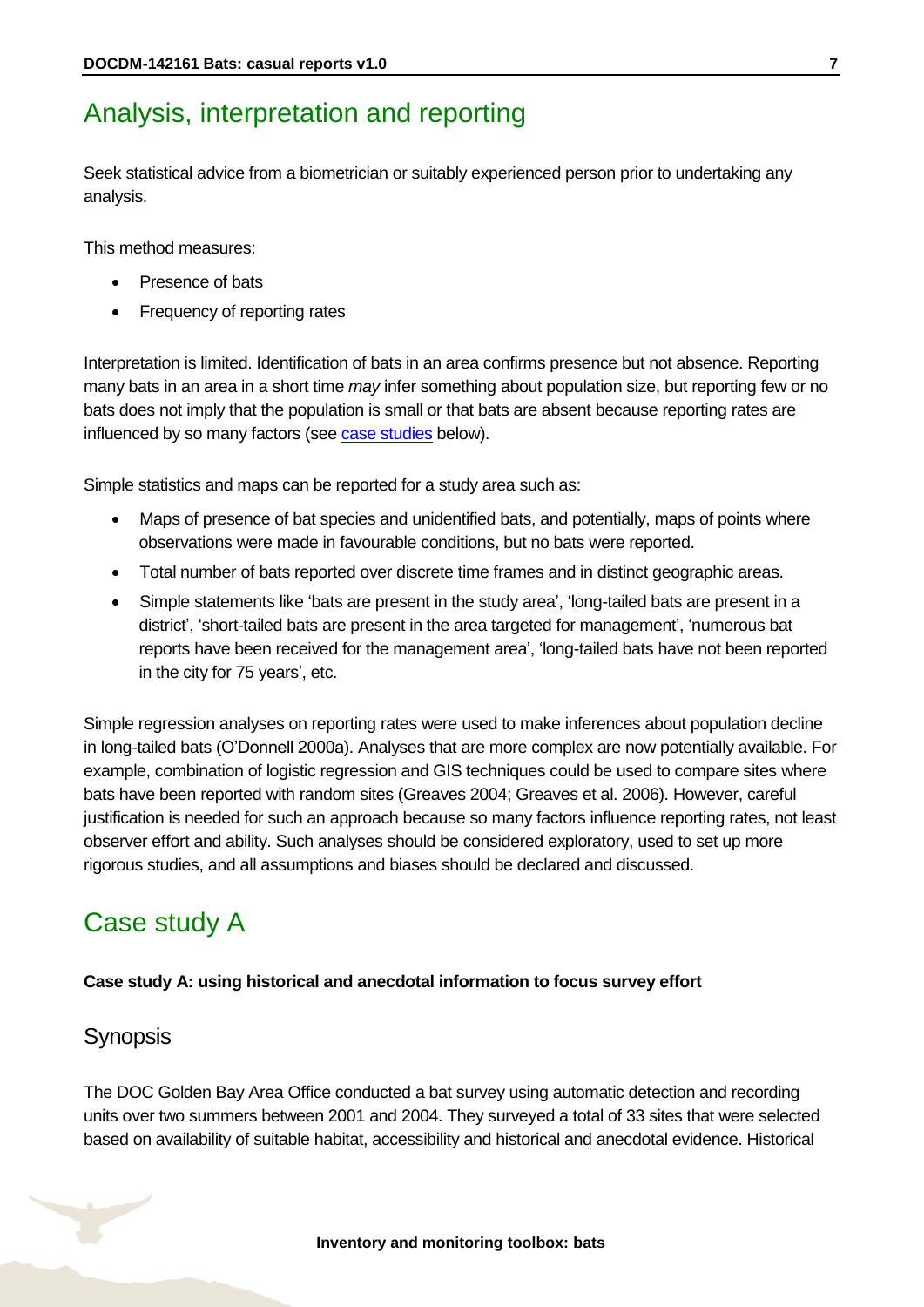## Analysis, interpretation and reporting

Seek statistical advice from a biometrician or suitably experienced person prior to undertaking any analysis.

This method measures:

- Presence of bats
- Frequency of reporting rates

Interpretation is limited. Identification of bats in an area confirms presence but not absence. Reporting many bats in an area in a short time *may* infer something about population size, but reporting few or no bats does not imply that the population is small or that bats are absent because reporting rates are influenced by so many factors (see case studies below).

Simple statistics and maps can be reported for a study area such as:

- Maps of presence of bat species and unidentified bats, and potentially, maps of points where observations were made in favourable conditions, but no bats were reported.
- Total number of bats reported over discrete time frames and in distinct geographic areas.
- Simple statements like 'bats are present in the study area', 'long-tailed bats are present in a district', 'short-tailed bats are present in the area targeted for management', 'numerous bat reports have been received for the management area', 'long-tailed bats have not been reported in the city for 75 years', etc.

Simple regression analyses on reporting rates were used to make inferences about population decline in long-tailed bats (O'Donnell 2000a). Analyses that are more complex are now potentially available. For example, combination of logistic regression and GIS techniques could be used to compare sites where bats have been reported with random sites (Greaves 2004; Greaves et al. 2006). However, careful justification is needed for such an approach because so many factors influence reporting rates, not least observer effort and ability. Such analyses should be considered exploratory, used to set up more rigorous studies, and all assumptions and biases should be declared and discussed.

## Case study A

**Case study A: using historical and anecdotal information to focus survey effort**

### Synopsis

The DOC Golden Bay Area Office conducted a bat survey using automatic detection and recording units over two summers between 2001 and 2004. They surveyed a total of 33 sites that were selected based on availability of suitable habitat, accessibility and historical and anecdotal evidence. Historical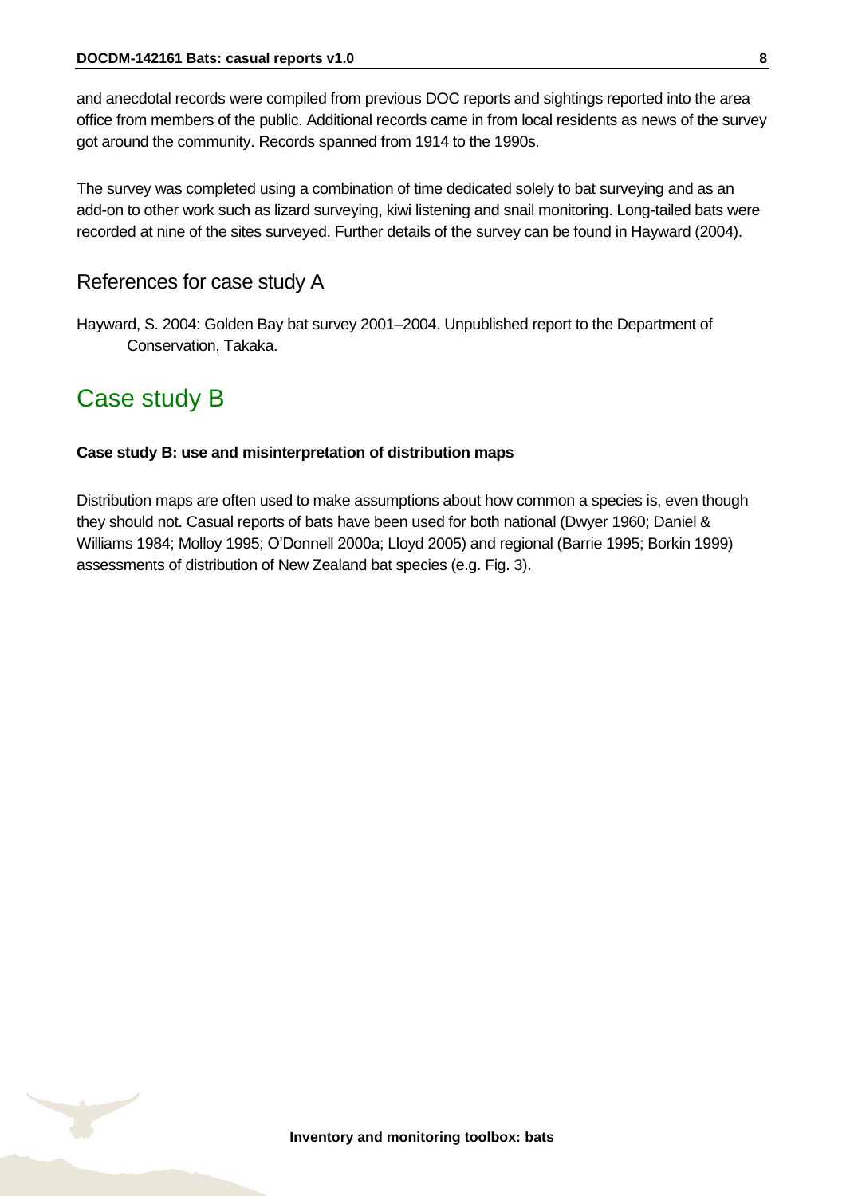and anecdotal records were compiled from previous DOC reports and sightings reported into the area office from members of the public. Additional records came in from local residents as news of the survey got around the community. Records spanned from 1914 to the 1990s.

The survey was completed using a combination of time dedicated solely to bat surveying and as an add-on to other work such as lizard surveying, kiwi listening and snail monitoring. Long-tailed bats were recorded at nine of the sites surveyed. Further details of the survey can be found in Hayward (2004).

## References for case study A

Hayward, S. 2004: Golden Bay bat survey 2001–2004. Unpublished report to the Department of Conservation, Takaka.

# Case study B

**Case study B: use and misinterpretation of distribution maps**

Distribution maps are often used to make assumptions about how common a species is, even though they should not. Casual reports of bats have been used for both national (Dwyer 1960; Daniel & Williams 1984; Molloy 1995; O'Donnell 2000a; Lloyd 2005) and regional (Barrie 1995; Borkin 1999) assessments of distribution of New Zealand bat species (e.g. Fig. 3).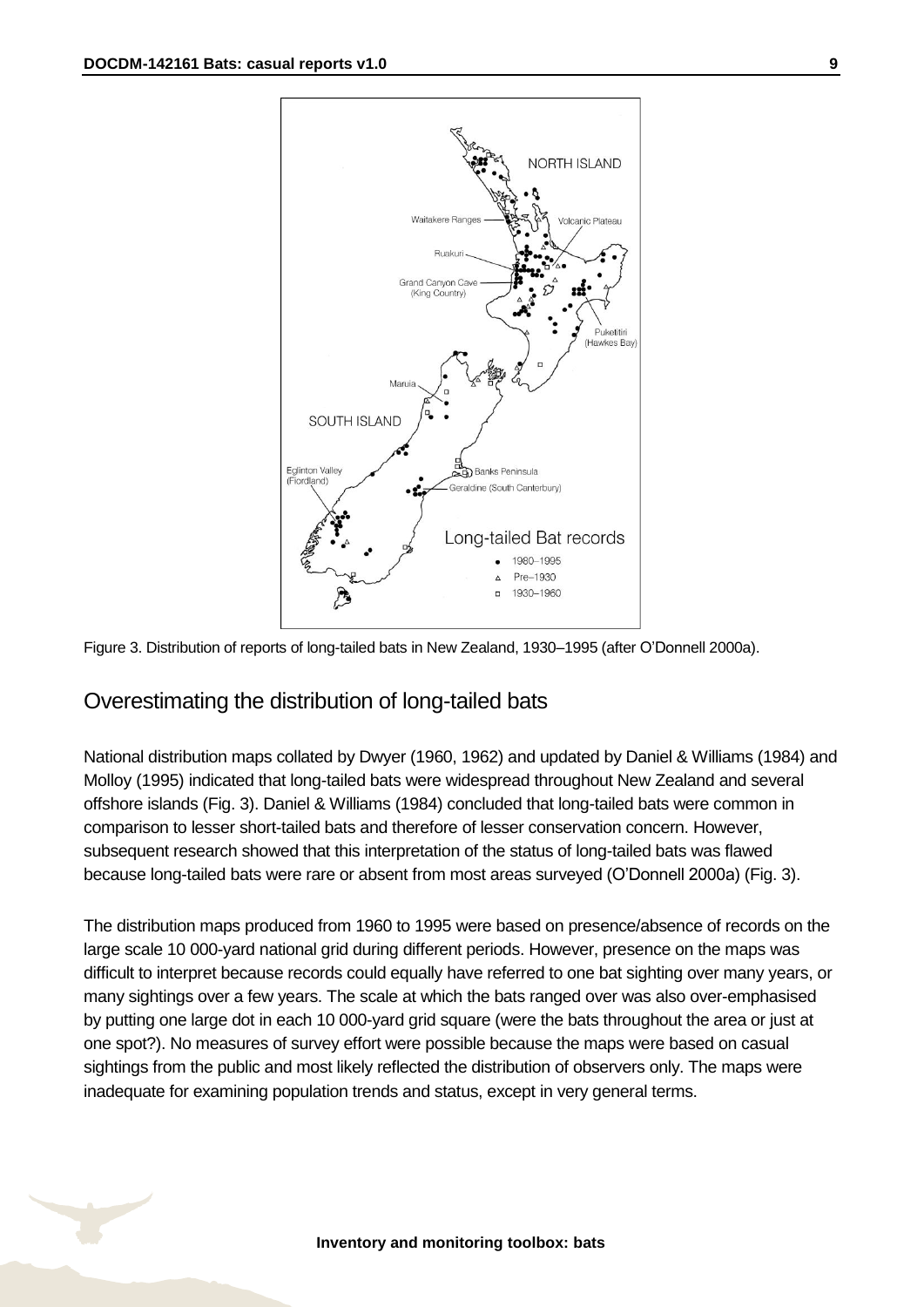Figure 3. Distribution of reports of long-tailed bats in New Zealand, 1930–1995 (after O'Donnell 2000a).

## Overestimating the distribution of long-tailed bats

National distribution maps collated by Dwyer (1960, 1962) and updated by Daniel & Williams (1984) and Molloy (1995) indicated that long-tailed bats were widespread throughout New Zealand and several offshore islands (Fig. 3). Daniel & Williams (1984) concluded that long-tailed bats were common in comparison to lesser short-tailed bats and therefore of lesser conservation concern. However, subsequent research showed that this interpretation of the status of long-tailed bats was flawed because long-tailed bats were rare or absent from most areas surveyed (O'Donnell 2000a) (Fig. 3).

The distribution maps produced from 1960 to 1995 were based on presence/absence of records on the large scale 10 000-yard national grid during different periods. However, presence on the maps was difficult to interpret because records could equally have referred to one bat sighting over many years, or many sightings over a few years. The scale at which the bats ranged over was also over-emphasised by putting one large dot in each 10 000-yard grid square (were the bats throughout the area or just at one spot?). No measures of survey effort were possible because the maps were based on casual sightings from the public and most likely reflected the distribution of observers only. The maps were inadequate for examining population trends and status, except in very general terms.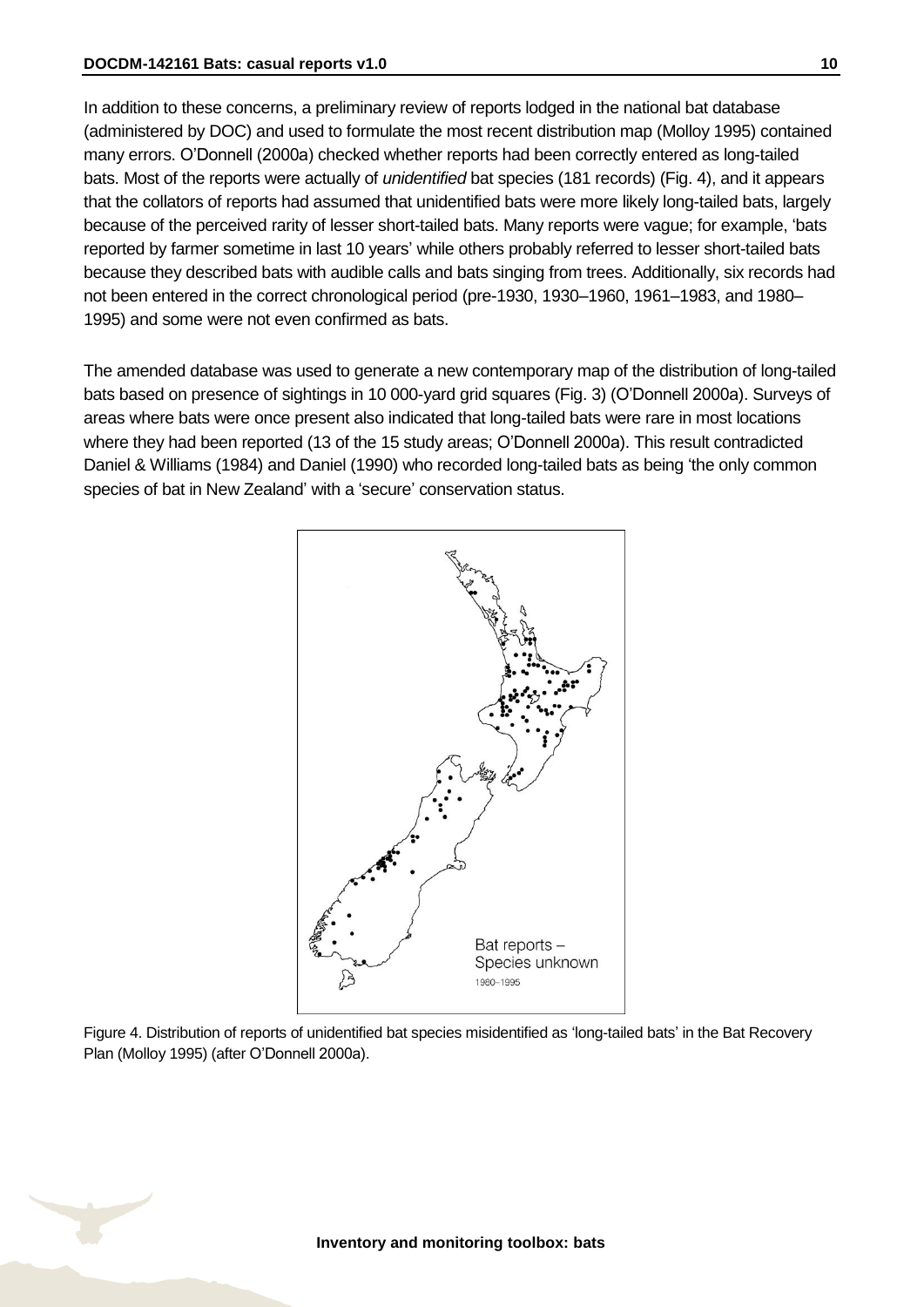In addition to these concerns, a preliminary review of reports lodged in the national bat database (administered by DOC) and used to formulate the most recent distribution map (Molloy 1995) contained many errors. O'Donnell (2000a) checked whether reports had been correctly entered as long-tailed bats. Most of the reports were actually of *unidentified* bat species (181 records) (Fig. 4), and it appears that the collators of reports had assumed that unidentified bats were more likely long-tailed bats, largely because of the perceived rarity of lesser short-tailed bats. Many reports were vague; for example, 'bats reported by farmer sometime in last 10 years' while others probably referred to lesser short-tailed bats because they described bats with audible calls and bats singing from trees. Additionally, six records had not been entered in the correct chronological period (pre-1930, 1930–1960, 1961–1983, and 1980–1995) and some were not even confirmed as bats.

The amended database was used to generate a new contemporary map of the distribution of long-tailed bats based on presence of sightings in 10 000-yard grid squares (Fig. 3) (O'Donnell 2000a). Surveys of areas where bats were once present also indicated that long-tailed bats were rare in most locations where they had been reported (13 of the 15 study areas; O'Donnell 2000a). This result contradicted Daniel & Williams (1984) and Daniel (1990) who recorded long-tailed bats as being 'the only common species of bat in New Zealand' with a 'secure' conservation status.

Figure 4. Distribution of reports of unidentified bat species misidentified as 'long-tailed bats' in the Bat Recovery Plan (Molloy 1995) (after O'Donnell 2000a).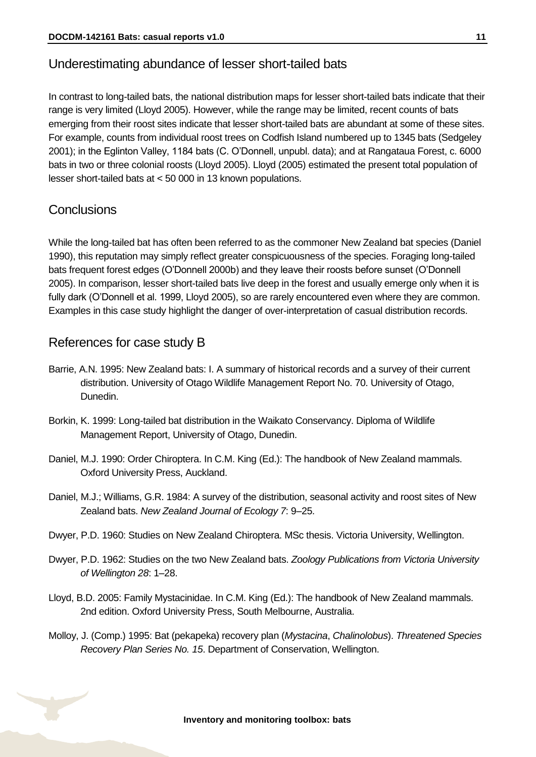## Underestimating abundance of lesser short-tailed bats

In contrast to long-tailed bats, the national distribution maps for lesser short-tailed bats indicate that their range is very limited (Lloyd 2005). However, while the range may be limited, recent counts of bats emerging from their roost sites indicate that lesser short-tailed bats are abundant at some of these sites. For example, counts from individual roost trees on Codfish Island numbered up to 1345 bats (Sedgeley 2001); in the Eglinton Valley, 1184 bats (C. O'Donnell, unpubl. data); and at Rangataua Forest, c. 6000 bats in two or three colonial roosts (Lloyd 2005). Lloyd (2005) estimated the present total population of lesser short-tailed bats at < 50 000 in 13 known populations.

## Conclusions

While the long-tailed bat has often been referred to as the commoner New Zealand bat species (Daniel 1990), this reputation may simply reflect greater conspicuousness of the species. Foraging long-tailed bats frequent forest edges (O'Donnell 2000b) and they leave their roosts before sunset (O'Donnell 2005). In comparison, lesser short-tailed bats live deep in the forest and usually emerge only when it is fully dark (O'Donnell et al. 1999, Lloyd 2005), so are rarely encountered even where they are common. Examples in this case study highlight the danger of over-interpretation of casual distribution records.

## References for case study B

Barrie, A.N. 1995: New Zealand bats: I. A summary of historical records and a survey of their current distribution. University of Otago Wildlife Management Report No. 70. University of Otago, Dunedin.

Borkin, K. 1999: Long-tailed bat distribution in the Waikato Conservancy. Diploma of Wildlife Management Report, University of Otago, Dunedin.

Daniel, M.J. 1990: Order Chiroptera. In C.M. King (Ed.): The handbook of New Zealand mammals. Oxford University Press, Auckland.

Daniel, M.J.; Williams, G.R. 1984: A survey of the distribution, seasonal activity and roost sites of New Zealand bats. *New Zealand Journal of Ecology 7*: 9–25.

Dwyer, P.D. 1960: Studies on New Zealand Chiroptera. MSc thesis. Victoria University, Wellington.

Dwyer, P.D. 1962: Studies on the two New Zealand bats. *Zoology Publications from Victoria University of Wellington 28*: 1–28.

Lloyd, B.D. 2005: Family Mystacinidae. In C.M. King (Ed.): The handbook of New Zealand mammals. 2nd edition. Oxford University Press, South Melbourne, Australia.

Molloy, J. (Comp.) 1995: Bat (pekapeka) recovery plan (*Mystacina*, *Chalinolobus*). *Threatened Species Recovery Plan Series No. 15*. Department of Conservation, Wellington.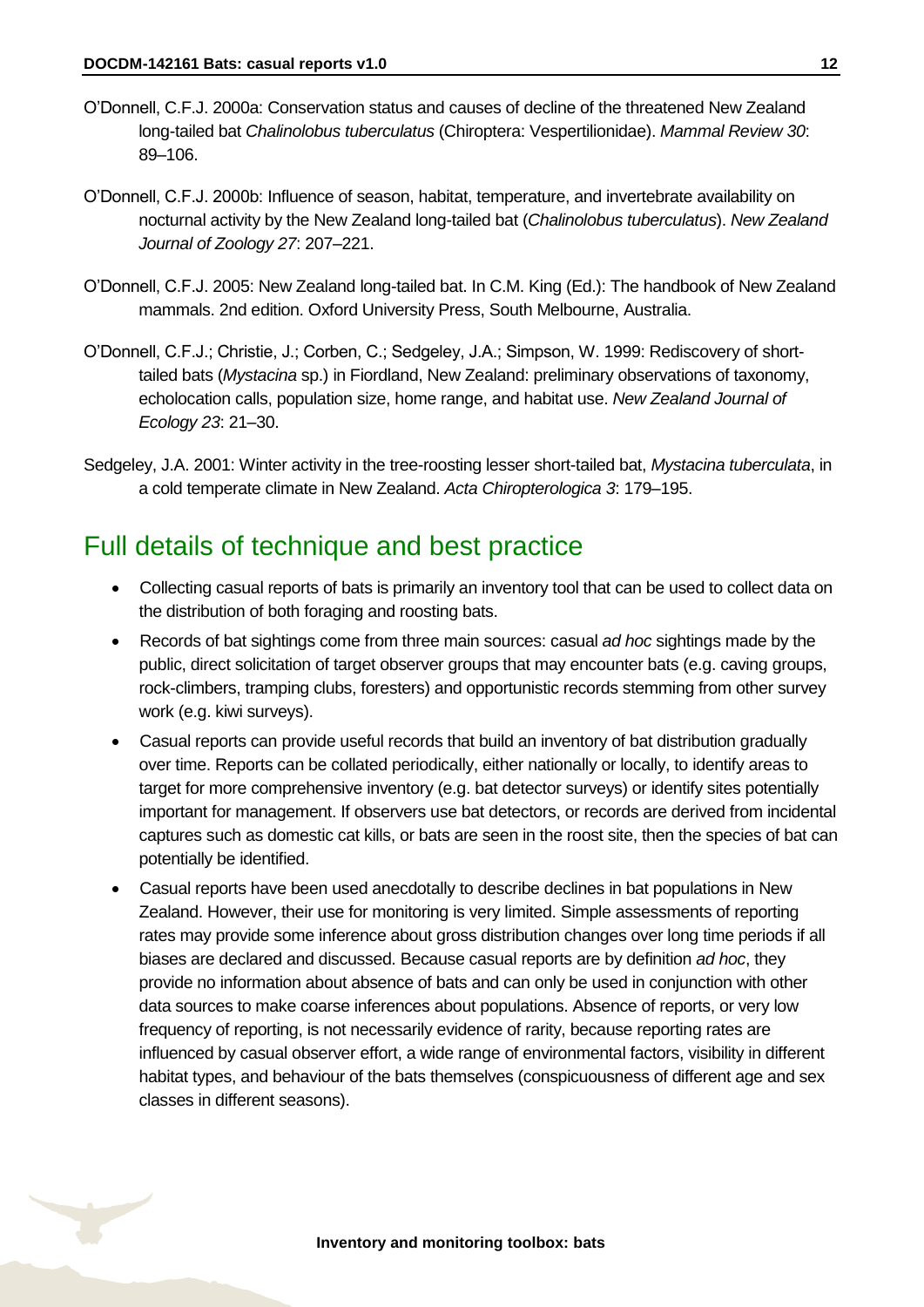O'Donnell, C.F.J. 2000a: Conservation status and causes of decline of the threatened New Zealand long-tailed bat *Chalinolobus tuberculatus* (Chiroptera: Vespertilionidae). *Mammal Review 30*: 89–106.

O'Donnell, C.F.J. 2000b: Influence of season, habitat, temperature, and invertebrate availability on nocturnal activity by the New Zealand long-tailed bat (*Chalinolobus tuberculatus*). *New Zealand Journal of Zoology 27*: 207–221.

O'Donnell, C.F.J. 2005: New Zealand long-tailed bat. In C.M. King (Ed.): The handbook of New Zealand mammals. 2nd edition. Oxford University Press, South Melbourne, Australia.

O'Donnell, C.F.J.; Christie, J.; Corben, C.; Sedgeley, J.A.; Simpson, W. 1999: Rediscovery of short-tailed bats (*Mystacina* sp.) in Fiordland, New Zealand: preliminary observations of taxonomy, echolocation calls, population size, home range, and habitat use. *New Zealand Journal of Ecology 23*: 21–30.

Sedgeley, J.A. 2001: Winter activity in the tree-roosting lesser short-tailed bat, *Mystacina tuberculata*, in a cold temperate climate in New Zealand. *Acta Chiropterologica 3*: 179–195.

## Full details of technique and best practice

- Collecting casual reports of bats is primarily an inventory tool that can be used to collect data on the distribution of both foraging and roosting bats.
- Records of bat sightings come from three main sources: casual *ad hoc* sightings made by the public, direct solicitation of target observer groups that may encounter bats (e.g. caving groups, rock-climbers, tramping clubs, foresters) and opportunistic records stemming from other survey work (e.g. kiwi surveys).
- Casual reports can provide useful records that build an inventory of bat distribution gradually over time. Reports can be collated periodically, either nationally or locally, to identify areas to target for more comprehensive inventory (e.g. bat detector surveys) or identify sites potentially important for management. If observers use bat detectors, or records are derived from incidental captures such as domestic cat kills, or bats are seen in the roost site, then the species of bat can potentially be identified.
- Casual reports have been used anecdotally to describe declines in bat populations in New Zealand. However, their use for monitoring is very limited. Simple assessments of reporting rates may provide some inference about gross distribution changes over long time periods if all biases are declared and discussed. Because casual reports are by definition *ad hoc*, they provide no information about absence of bats and can only be used in conjunction with other data sources to make coarse inferences about populations. Absence of reports, or very low frequency of reporting, is not necessarily evidence of rarity, because reporting rates are influenced by casual observer effort, a wide range of environmental factors, visibility in different habitat types, and behaviour of the bats themselves (conspicuousness of different age and sex classes in different seasons).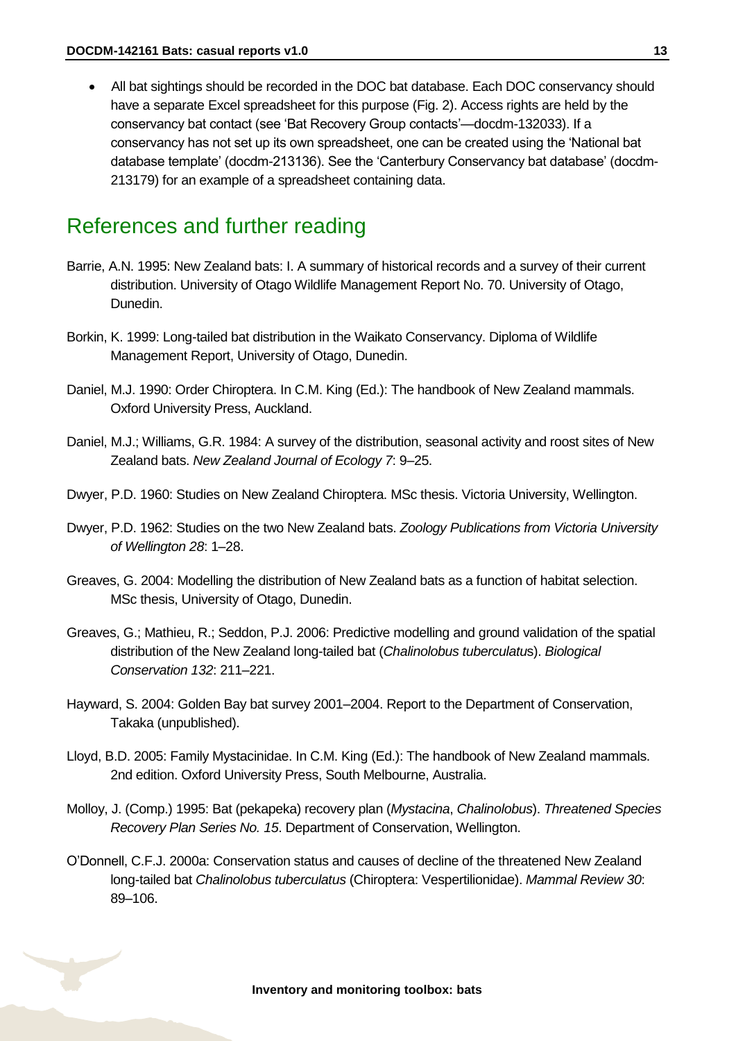- All bat sightings should be recorded in the DOC bat database. Each DOC conservancy should have a separate Excel spreadsheet for this purpose (Fig. 2). Access rights are held by the conservancy bat contact (see 'Bat Recovery Group contacts'—docdm-132033). If a conservancy has not set up its own spreadsheet, one can be created using the 'National bat database template' (docdm-213136). See the 'Canterbury Conservancy bat database' (docdm-213179) for an example of a spreadsheet containing data.

## References and further reading

Barrie, A.N. 1995: New Zealand bats: I. A summary of historical records and a survey of their current distribution. University of Otago Wildlife Management Report No. 70. University of Otago, Dunedin.

Borkin, K. 1999: Long-tailed bat distribution in the Waikato Conservancy. Diploma of Wildlife Management Report, University of Otago, Dunedin.

Daniel, M.J. 1990: Order Chiroptera. In C.M. King (Ed.): The handbook of New Zealand mammals. Oxford University Press, Auckland.

Daniel, M.J.; Williams, G.R. 1984: A survey of the distribution, seasonal activity and roost sites of New Zealand bats. *New Zealand Journal of Ecology 7*: 9–25.

Dwyer, P.D. 1960: Studies on New Zealand Chiroptera. MSc thesis. Victoria University, Wellington.

Dwyer, P.D. 1962: Studies on the two New Zealand bats. *Zoology Publications from Victoria University of Wellington 28*: 1–28.

Greaves, G. 2004: Modelling the distribution of New Zealand bats as a function of habitat selection. MSc thesis, University of Otago, Dunedin.

Greaves, G.; Mathieu, R.; Seddon, P.J. 2006: Predictive modelling and ground validation of the spatial distribution of the New Zealand long-tailed bat (*Chalinolobus tuberculatus*). *Biological Conservation 132*: 211–221.

Hayward, S. 2004: Golden Bay bat survey 2001–2004. Report to the Department of Conservation, Takaka (unpublished).

Lloyd, B.D. 2005: Family Mystacinidae. In C.M. King (Ed.): The handbook of New Zealand mammals. 2nd edition. Oxford University Press, South Melbourne, Australia.

Molloy, J. (Comp.) 1995: Bat (pekapeka) recovery plan (*Mystacina*, *Chalinolobus*). *Threatened Species Recovery Plan Series No. 15*. Department of Conservation, Wellington.

O'Donnell, C.F.J. 2000a: Conservation status and causes of decline of the threatened New Zealand long-tailed bat *Chalinolobus tuberculatus* (Chiroptera: Vespertilionidae). *Mammal Review 30*: 89–106.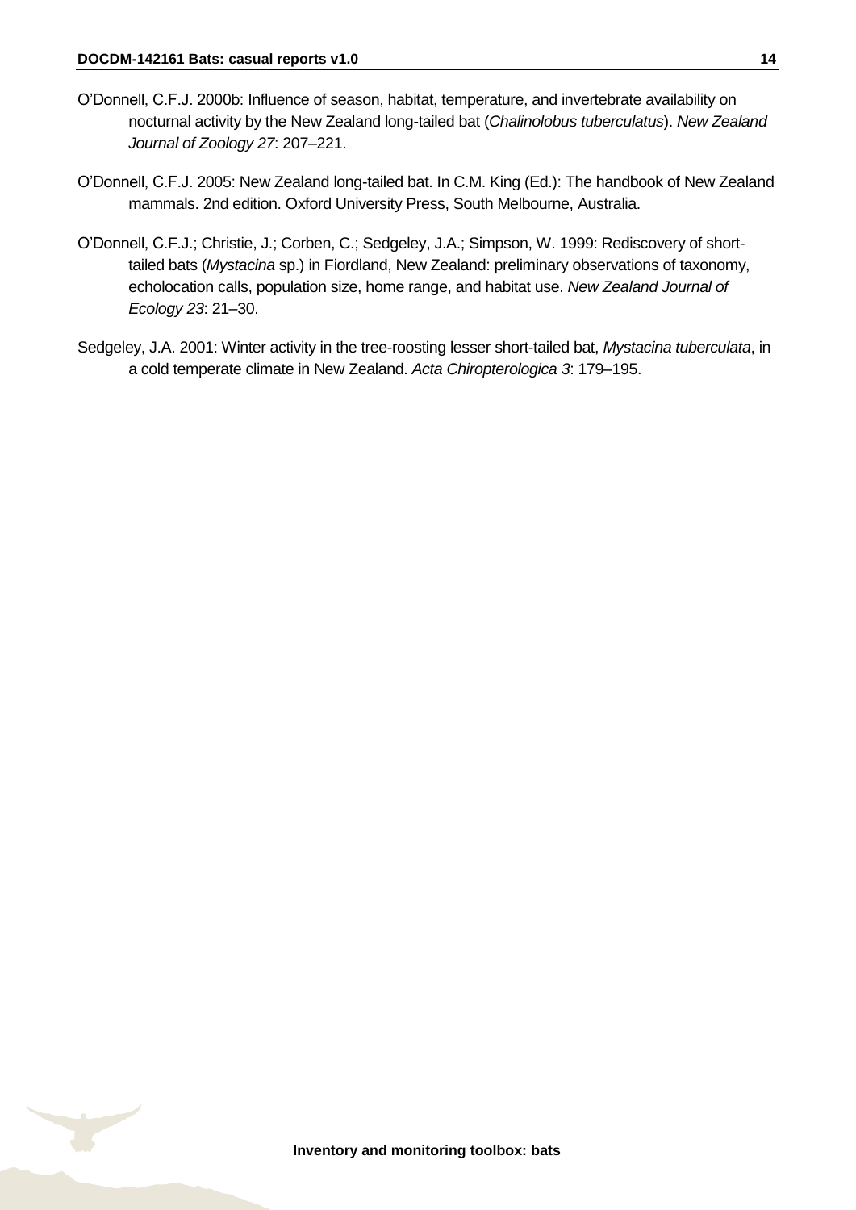O'Donnell, C.F.J. 2000b: Influence of season, habitat, temperature, and invertebrate availability on nocturnal activity by the New Zealand long-tailed bat (*Chalinolobus tuberculatus*). *New Zealand Journal of Zoology 27*: 207–221.

O'Donnell, C.F.J. 2005: New Zealand long-tailed bat. In C.M. King (Ed.): The handbook of New Zealand mammals. 2nd edition. Oxford University Press, South Melbourne, Australia.

O'Donnell, C.F.J.; Christie, J.; Corben, C.; Sedgeley, J.A.; Simpson, W. 1999: Rediscovery of short-tailed bats (*Mystacina* sp.) in Fiordland, New Zealand: preliminary observations of taxonomy, echolocation calls, population size, home range, and habitat use. *New Zealand Journal of Ecology 23*: 21–30.

Sedgeley, J.A. 2001: Winter activity in the tree-roosting lesser short-tailed bat, *Mystacina tuberculata*, in a cold temperate climate in New Zealand. *Acta Chiropterologica 3*: 179–195.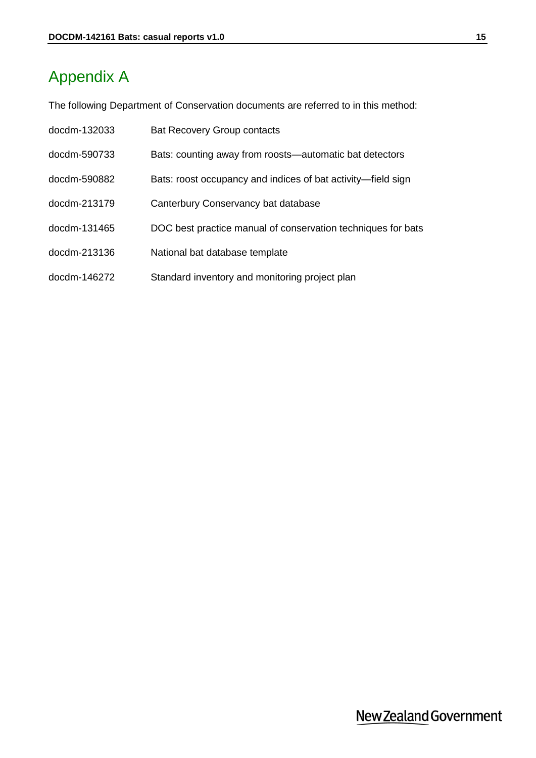# Appendix A

The following Department of Conservation documents are referred to in this method:

| | |
|---|---|
| docdm-132033 | Bat Recovery Group contacts |
| docdm-590733 | Bats: counting away from roosts—automatic bat detectors |
| docdm-590882 | Bats: roost occupancy and indices of bat activity—field sign |
| docdm-213179 | Canterbury Conservancy bat database |
| docdm-131465 | DOC best practice manual of conservation techniques for bats |
| docdm-213136 | National bat database template |
| docdm-146272 | Standard inventory and monitoring project plan |